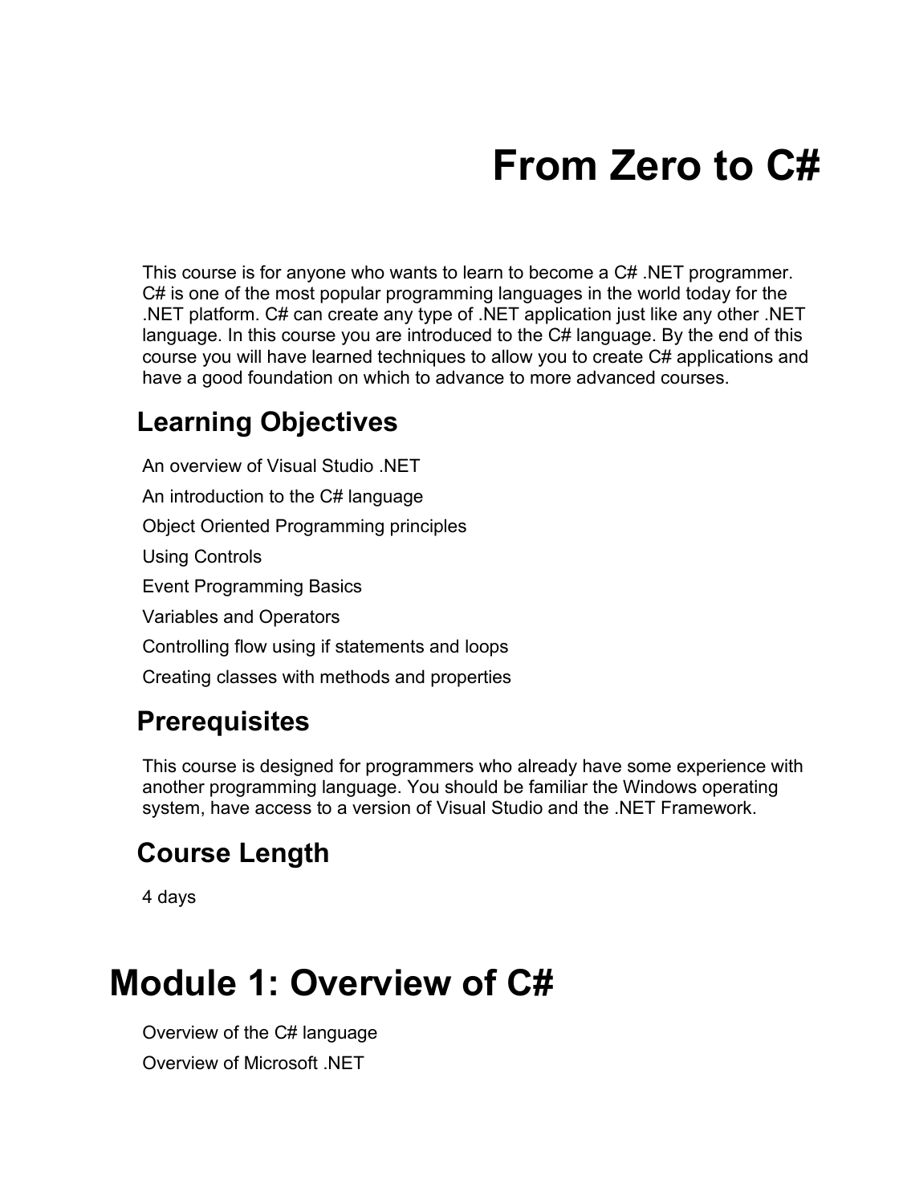# From Zero to C#

This course is for anyone who wants to learn to become a C# .NET programmer. C# is one of the most popular programming languages in the world today for the .NET platform. C# can create any type of .NET application just like any other .NET language. In this course you are introduced to the C# language. By the end of this course you will have learned techniques to allow you to create C# applications and have a good foundation on which to advance to more advanced courses.

## Learning Objectives

An overview of Visual Studio .NET

An introduction to the C# language

Object Oriented Programming principles

Using Controls

Event Programming Basics

Variables and Operators

Controlling flow using if statements and loops

Creating classes with methods and properties

## Prerequisites

This course is designed for programmers who already have some experience with another programming language. You should be familiar the Windows operating system, have access to a version of Visual Studio and the .NET Framework.

## Course Length

4 days

# Module 1: Overview of C#

Overview of the C# language

Overview of Microsoft .NET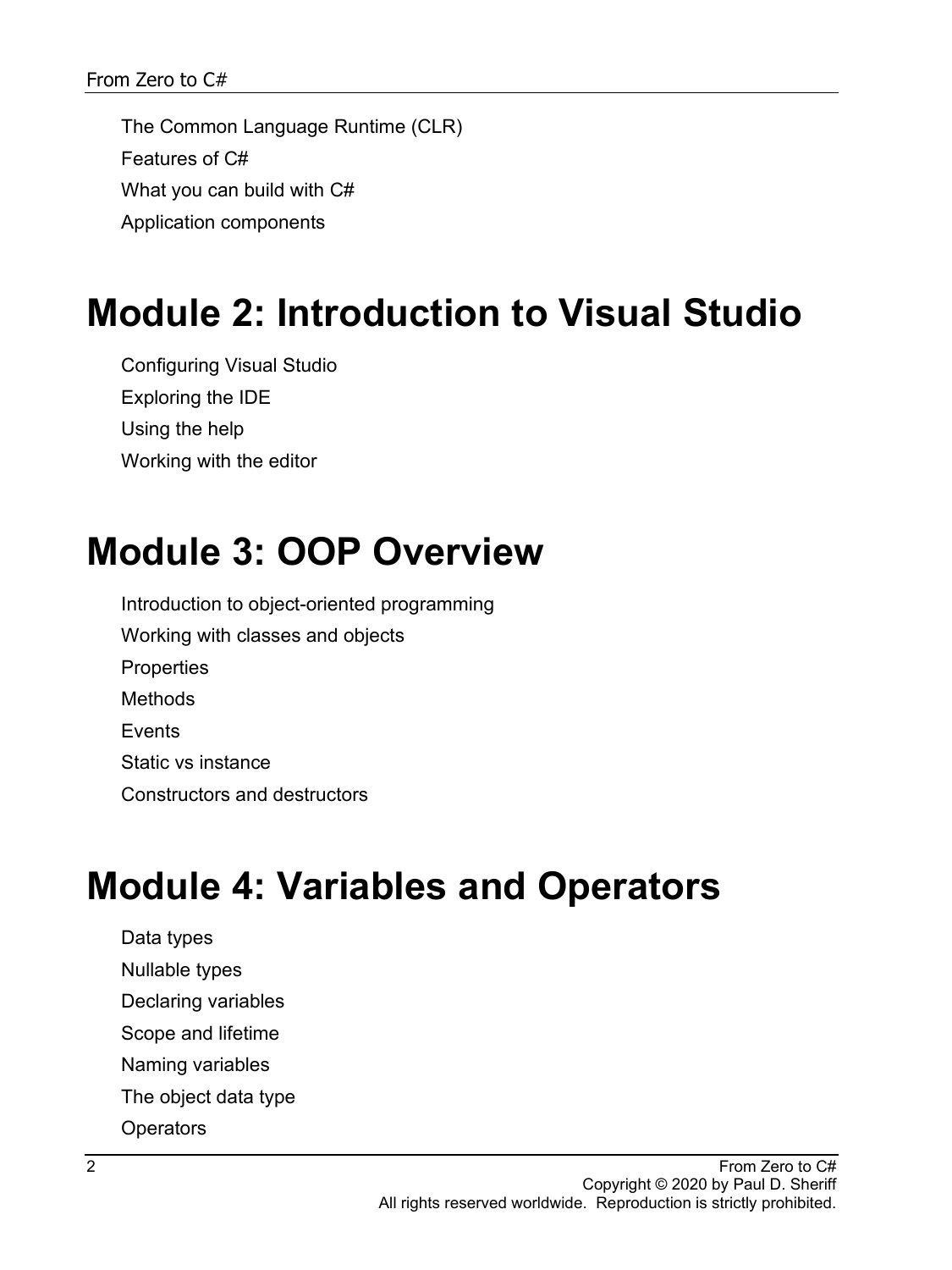- The Common Language Runtime (CLR)
- Features of C#
- What you can build with C#
- Application components

# Module 2: Introduction to Visual Studio

- Configuring Visual Studio
- Exploring the IDE
- Using the help
- Working with the editor

# Module 3: OOP Overview

- Introduction to object-oriented programming
- Working with classes and objects
- Properties
- Methods
- Events
- Static vs instance
- Constructors and destructors

# Module 4: Variables and Operators

- Data types
- Nullable types
- Declaring variables
- Scope and lifetime
- Naming variables
- The object data type
- Operators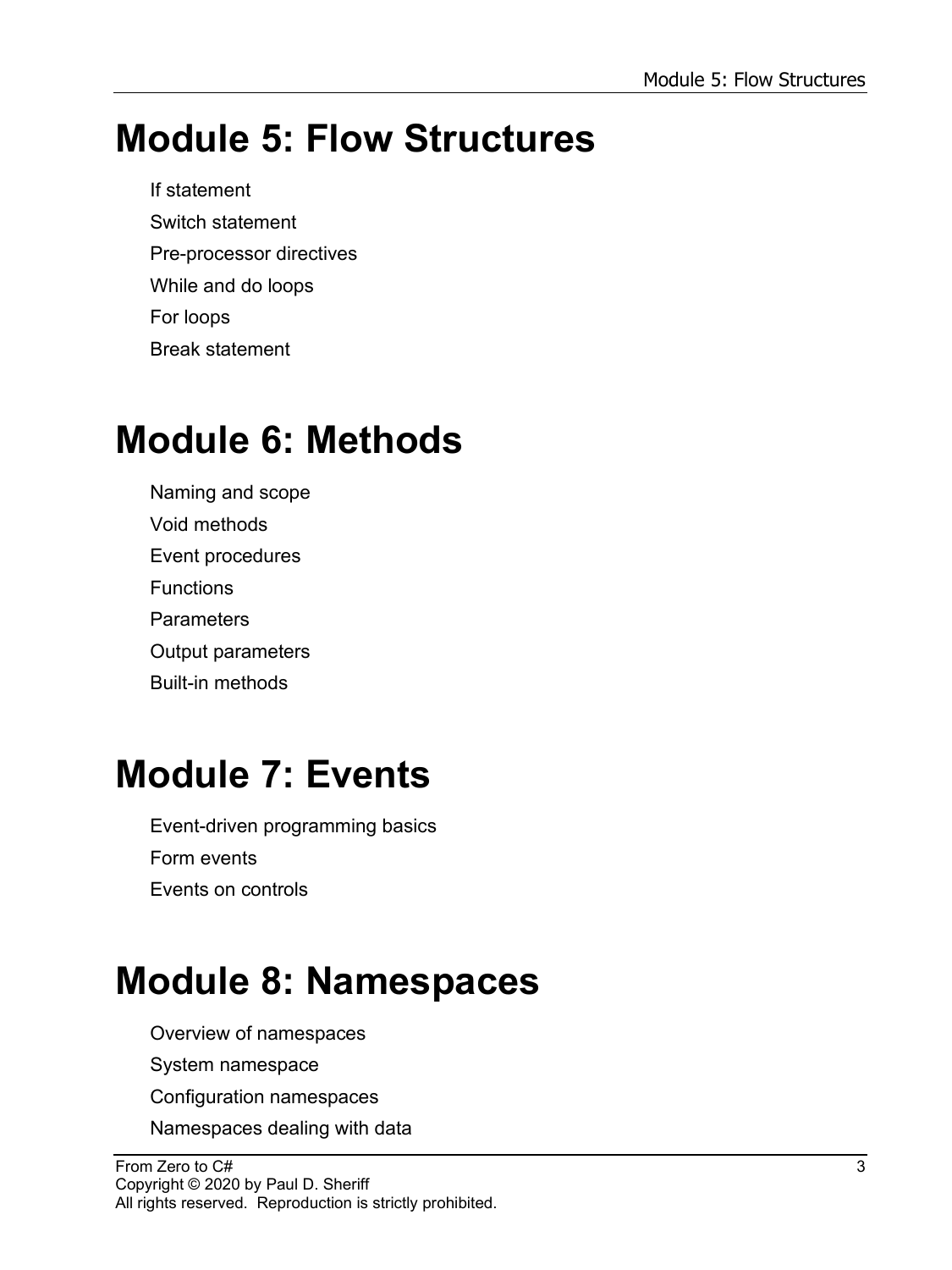# Module 5: Flow Structures

- If statement
- Switch statement
- Pre-processor directives
- While and do loops
- For loops
- Break statement

# Module 6: Methods

- Naming and scope
- Void methods
- Event procedures
- Functions
- Parameters
- Output parameters
- Built-in methods

# Module 7: Events

- Event-driven programming basics
- Form events
- Events on controls

# Module 8: Namespaces

- Overview of namespaces
- System namespace
- Configuration namespaces
- Namespaces dealing with data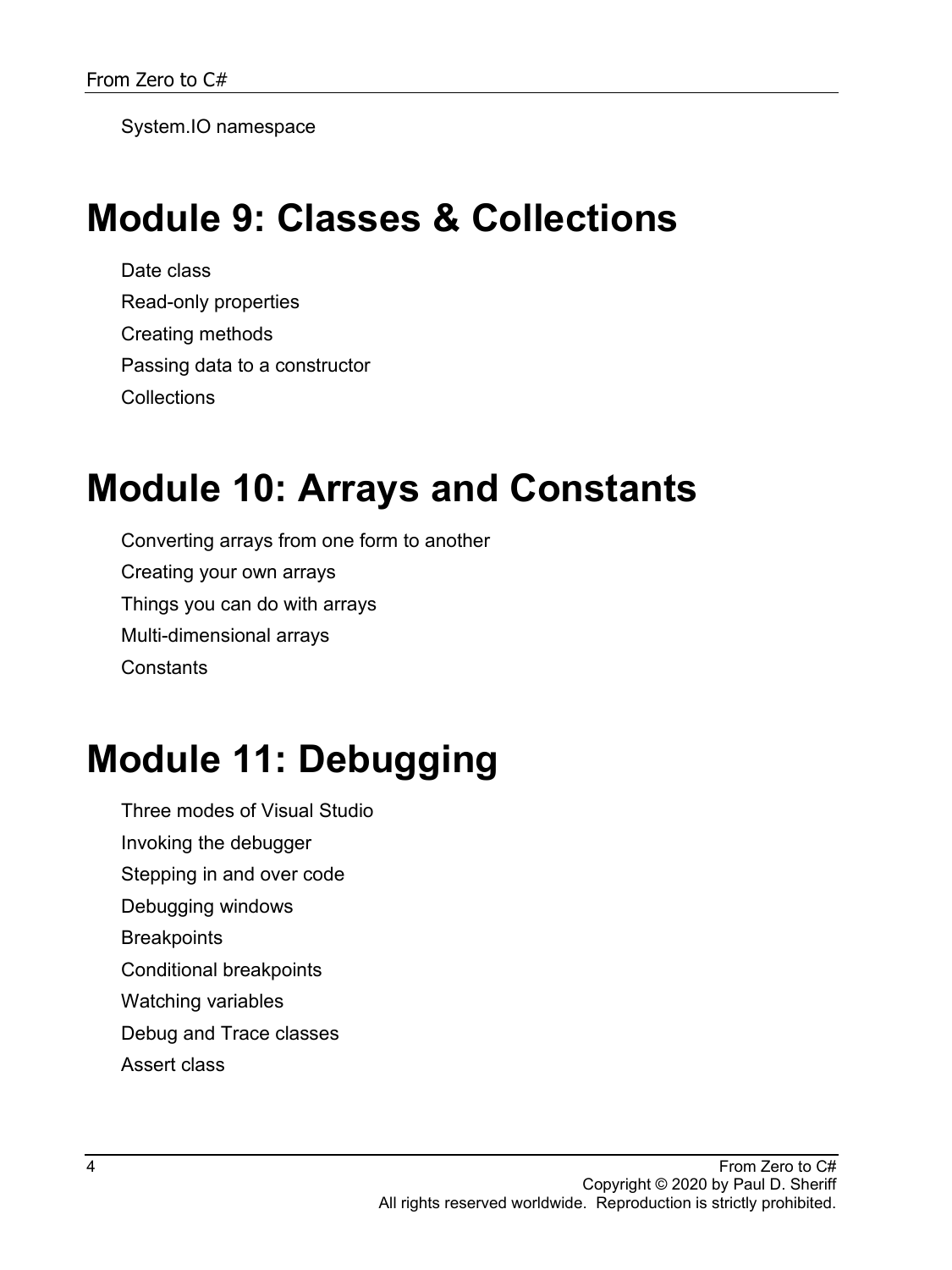System.IO namespace

# Module 9: Classes & Collections

Date class

Read-only properties

Creating methods

Passing data to a constructor

Collections

# Module 10: Arrays and Constants

Converting arrays from one form to another

Creating your own arrays

Things you can do with arrays

Multi-dimensional arrays

Constants

# Module 11: Debugging

Three modes of Visual Studio

Invoking the debugger

Stepping in and over code

Debugging windows

Breakpoints

Conditional breakpoints

Watching variables

Debug and Trace classes

Assert class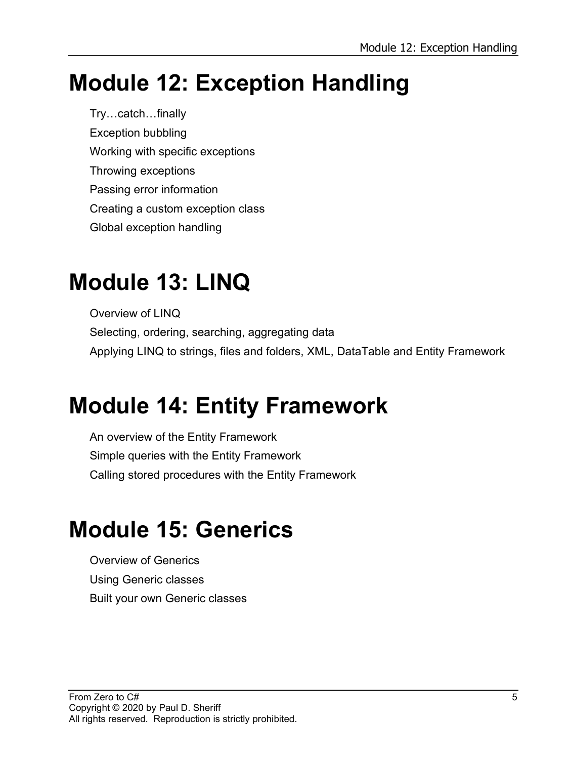# Module 12: Exception Handling

Try…catch…finally

Exception bubbling

Working with specific exceptions

Throwing exceptions

Passing error information

Creating a custom exception class

Global exception handling

# Module 13: LINQ

Overview of LINQ

Selecting, ordering, searching, aggregating data

Applying LINQ to strings, files and folders, XML, DataTable and Entity Framework

# Module 14: Entity Framework

An overview of the Entity Framework

Simple queries with the Entity Framework

Calling stored procedures with the Entity Framework

# Module 15: Generics

Overview of Generics

Using Generic classes

Built your own Generic classes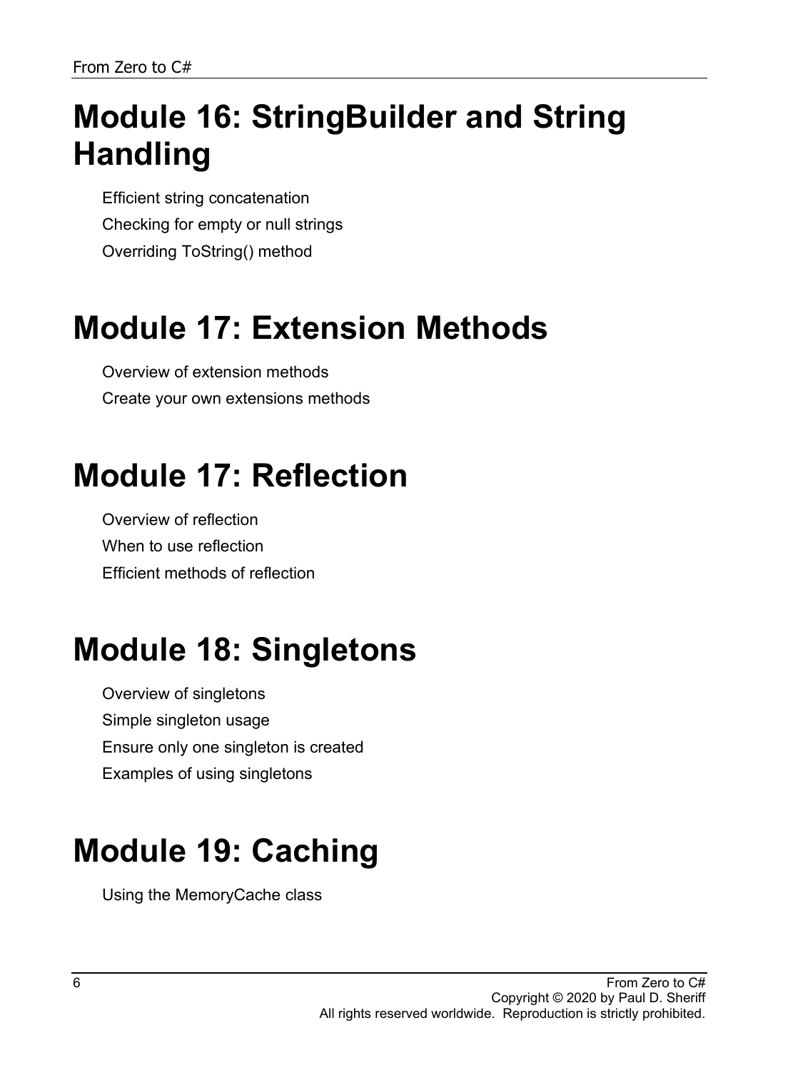# Module 16: StringBuilder and String Handling

Efficient string concatenation

Checking for empty or null strings

Overriding ToString() method

# Module 17: Extension Methods

Overview of extension methods

Create your own extensions methods

# Module 17: Reflection

Overview of reflection

When to use reflection

Efficient methods of reflection

# Module 18: Singletons

Overview of singletons

Simple singleton usage

Ensure only one singleton is created

Examples of using singletons

# Module 19: Caching

Using the MemoryCache class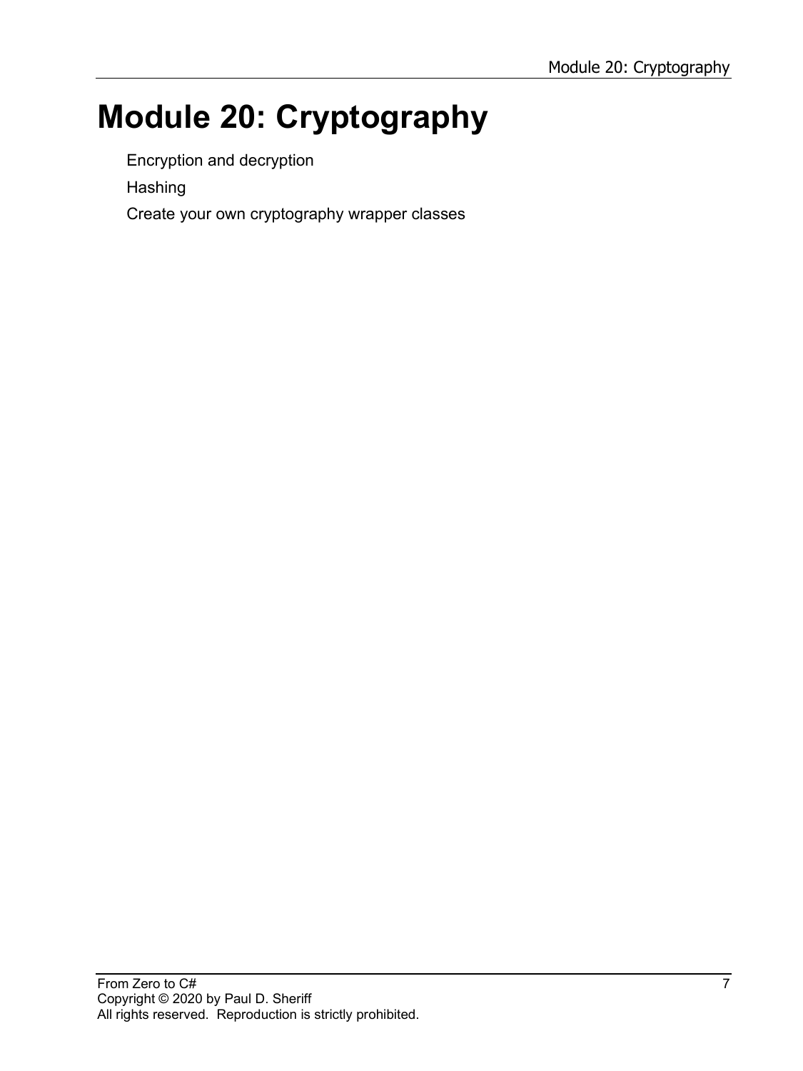# Module 20: Cryptography

Encryption and decryption

Hashing

Create your own cryptography wrapper classes